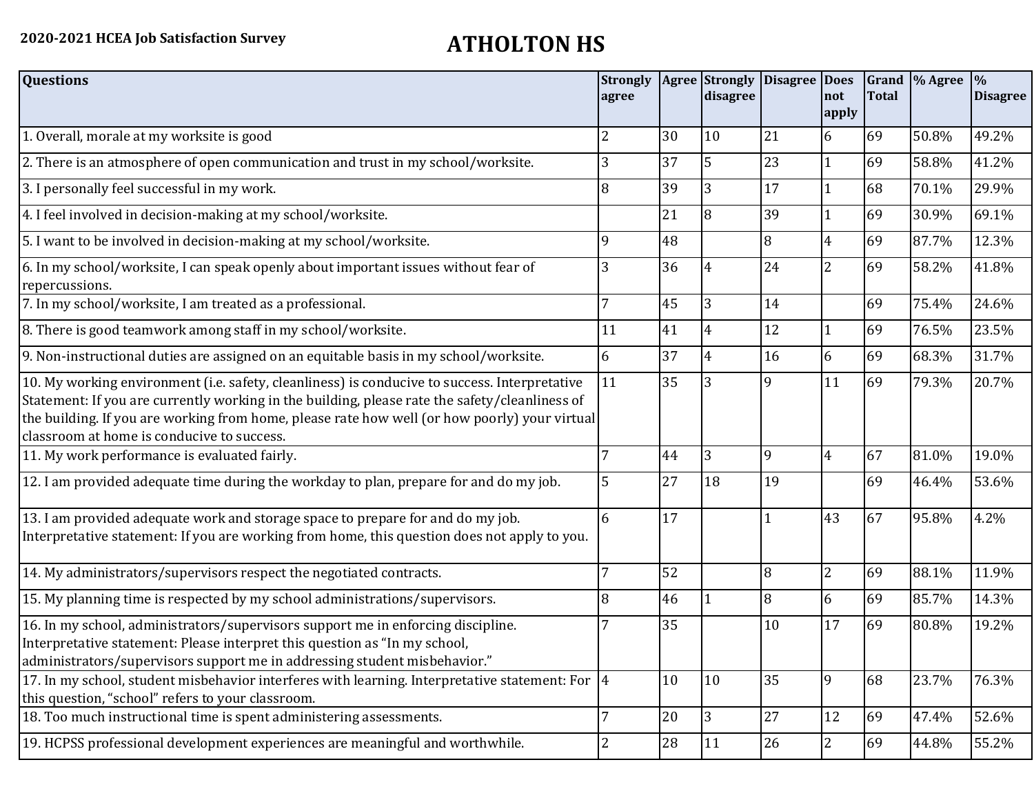**2020-2021 HCEA Job Satisfaction Survey**

# ATHOLTON HS

| Questions | Strongly agree | Agree | Strongly disagree | Disagree | Does not apply | Grand Total | % Agree | % Disagree |
|---|---|---|---|---|---|---|---|---|
| 1. Overall, morale at my worksite is good | 2 | 30 | 10 | 21 | 6 | 69 | 50.8% | 49.2% |
| 2. There is an atmosphere of open communication and trust in my school/worksite. | 3 | 37 | 5 | 23 | 1 | 69 | 58.8% | 41.2% |
| 3. I personally feel successful in my work. | 8 | 39 | 3 | 17 | 1 | 68 | 70.1% | 29.9% |
| 4. I feel involved in decision-making at my school/worksite. | | 21 | 8 | 39 | 1 | 69 | 30.9% | 69.1% |
| 5. I want to be involved in decision-making at my school/worksite. | 9 | 48 | | 8 | 4 | 69 | 87.7% | 12.3% |
| 6. In my school/worksite, I can speak openly about important issues without fear of repercussions. | 3 | 36 | 4 | 24 | 2 | 69 | 58.2% | 41.8% |
| 7. In my school/worksite, I am treated as a professional. | 7 | 45 | 3 | 14 | | 69 | 75.4% | 24.6% |
| 8. There is good teamwork among staff in my school/worksite. | 11 | 41 | 4 | 12 | 1 | 69 | 76.5% | 23.5% |
| 9. Non-instructional duties are assigned on an equitable basis in my school/worksite. | 6 | 37 | 4 | 16 | 6 | 69 | 68.3% | 31.7% |
| 10. My working environment (i.e. safety, cleanliness) is conducive to success. Interpretative Statement: If you are currently working in the building, please rate the safety/cleanliness of the building. If you are working from home, please rate how well (or how poorly) your virtual classroom at home is conducive to success. | 11 | 35 | 3 | 9 | 11 | 69 | 79.3% | 20.7% |
| 11. My work performance is evaluated fairly. | 7 | 44 | 3 | 9 | 4 | 67 | 81.0% | 19.0% |
| 12. I am provided adequate time during the workday to plan, prepare for and do my job. | 5 | 27 | 18 | 19 | | 69 | 46.4% | 53.6% |
| 13. I am provided adequate work and storage space to prepare for and do my job. Interpretative statement: If you are working from home, this question does not apply to you. | 6 | 17 | | 1 | 43 | 67 | 95.8% | 4.2% |
| 14. My administrators/supervisors respect the negotiated contracts. | 7 | 52 | | 8 | 2 | 69 | 88.1% | 11.9% |
| 15. My planning time is respected by my school administrations/supervisors. | 8 | 46 | 1 | 8 | 6 | 69 | 85.7% | 14.3% |
| 16. In my school, administrators/supervisors support me in enforcing discipline. Interpretative statement: Please interpret this question as "In my school, administrators/supervisors support me in addressing student misbehavior." | 7 | 35 | | 10 | 17 | 69 | 80.8% | 19.2% |
| 17. In my school, student misbehavior interferes with learning. Interpretative statement: For this question, "school" refers to your classroom. | 4 | 10 | 10 | 35 | 9 | 68 | 23.7% | 76.3% |
| 18. Too much instructional time is spent administering assessments. | 7 | 20 | 3 | 27 | 12 | 69 | 47.4% | 52.6% |
| 19. HCPSS professional development experiences are meaningful and worthwhile. | 2 | 28 | 11 | 26 | 2 | 69 | 44.8% | 55.2% |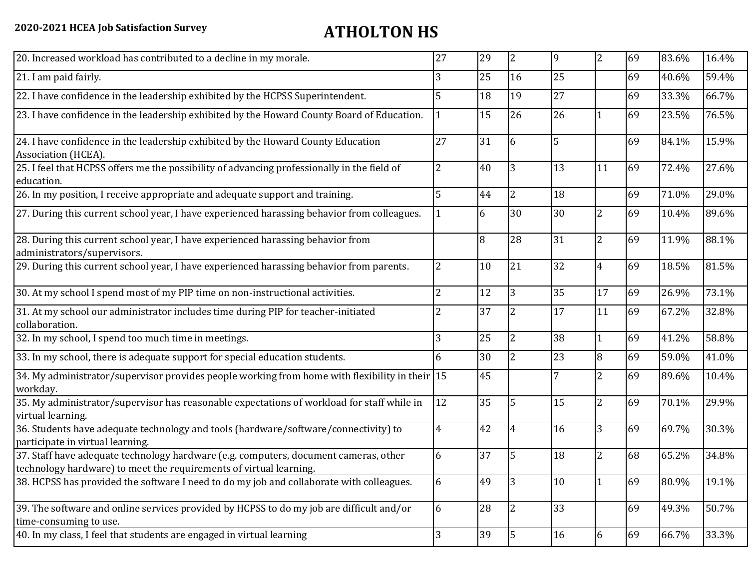**2020-2021 HCEA Job Satisfaction Survey**

# ATHOLTON HS

| | | | | | | | | |
|---|---|---|---|---|---|---|---|---|
| 20. Increased workload has contributed to a decline in my morale. | 27 | 29 | 2 | 9 | 2 | 69 | 83.6% | 16.4% |
| 21. I am paid fairly. | 3 | 25 | 16 | 25 | | 69 | 40.6% | 59.4% |
| 22. I have confidence in the leadership exhibited by the HCPSS Superintendent. | 5 | 18 | 19 | 27 | | 69 | 33.3% | 66.7% |
| 23. I have confidence in the leadership exhibited by the Howard County Board of Education. | 1 | 15 | 26 | 26 | 1 | 69 | 23.5% | 76.5% |
| 24. I have confidence in the leadership exhibited by the Howard County Education Association (HCEA). | 27 | 31 | 6 | 5 | | 69 | 84.1% | 15.9% |
| 25. I feel that HCPSS offers me the possibility of advancing professionally in the field of education. | 2 | 40 | 3 | 13 | 11 | 69 | 72.4% | 27.6% |
| 26. In my position, I receive appropriate and adequate support and training. | 5 | 44 | 2 | 18 | | 69 | 71.0% | 29.0% |
| 27. During this current school year, I have experienced harassing behavior from colleagues. | 1 | 6 | 30 | 30 | 2 | 69 | 10.4% | 89.6% |
| 28. During this current school year, I have experienced harassing behavior from administrators/supervisors. | | 8 | 28 | 31 | 2 | 69 | 11.9% | 88.1% |
| 29. During this current school year, I have experienced harassing behavior from parents. | 2 | 10 | 21 | 32 | 4 | 69 | 18.5% | 81.5% |
| 30. At my school I spend most of my PIP time on non-instructional activities. | 2 | 12 | 3 | 35 | 17 | 69 | 26.9% | 73.1% |
| 31. At my school our administrator includes time during PIP for teacher-initiated collaboration. | 2 | 37 | 2 | 17 | 11 | 69 | 67.2% | 32.8% |
| 32. In my school, I spend too much time in meetings. | 3 | 25 | 2 | 38 | 1 | 69 | 41.2% | 58.8% |
| 33. In my school, there is adequate support for special education students. | 6 | 30 | 2 | 23 | 8 | 69 | 59.0% | 41.0% |
| 34. My administrator/supervisor provides people working from home with flexibility in their workday. | 15 | 45 | | 7 | 2 | 69 | 89.6% | 10.4% |
| 35. My administrator/supervisor has reasonable expectations of workload for staff while in virtual learning. | 12 | 35 | 5 | 15 | 2 | 69 | 70.1% | 29.9% |
| 36. Students have adequate technology and tools (hardware/software/connectivity) to participate in virtual learning. | 4 | 42 | 4 | 16 | 3 | 69 | 69.7% | 30.3% |
| 37. Staff have adequate technology hardware (e.g. computers, document cameras, other technology hardware) to meet the requirements of virtual learning. | 6 | 37 | 5 | 18 | 2 | 68 | 65.2% | 34.8% |
| 38. HCPSS has provided the software I need to do my job and collaborate with colleagues. | 6 | 49 | 3 | 10 | 1 | 69 | 80.9% | 19.1% |
| 39. The software and online services provided by HCPSS to do my job are difficult and/or time-consuming to use. | 6 | 28 | 2 | 33 | | 69 | 49.3% | 50.7% |
| 40. In my class, I feel that students are engaged in virtual learning | 3 | 39 | 5 | 16 | 6 | 69 | 66.7% | 33.3% |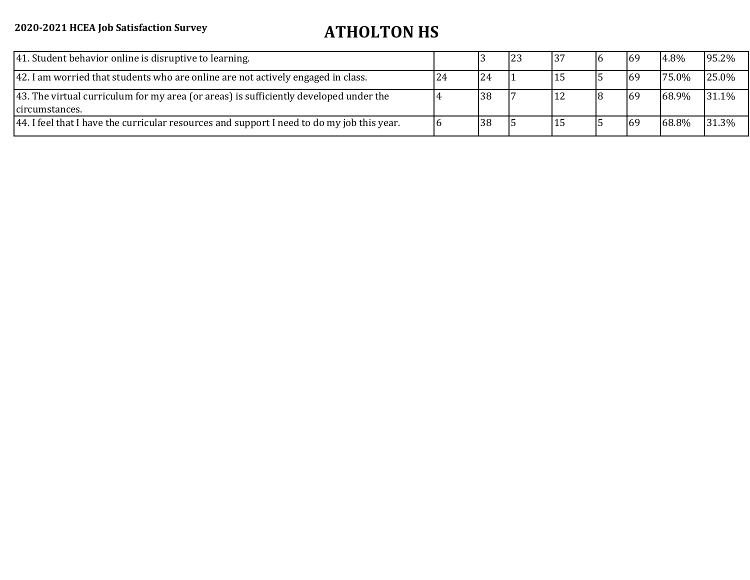**2020-2021 HCEA Job Satisfaction Survey**

# ATHOLTON HS

| | | | | | | | | |
|---|---|---|---|---|---|---|---|---|
| 41. Student behavior online is disruptive to learning. | | 3 | 23 | 37 | 6 | 69 | 4.8% | 95.2% |
| 42. I am worried that students who are online are not actively engaged in class. | 24 | 24 | 1 | 15 | 5 | 69 | 75.0% | 25.0% |
| 43. The virtual curriculum for my area (or areas) is sufficiently developed under the circumstances. | 4 | 38 | 7 | 12 | 8 | 69 | 68.9% | 31.1% |
| 44. I feel that I have the curricular resources and support I need to do my job this year. | 6 | 38 | 5 | 15 | 5 | 69 | 68.8% | 31.3% |